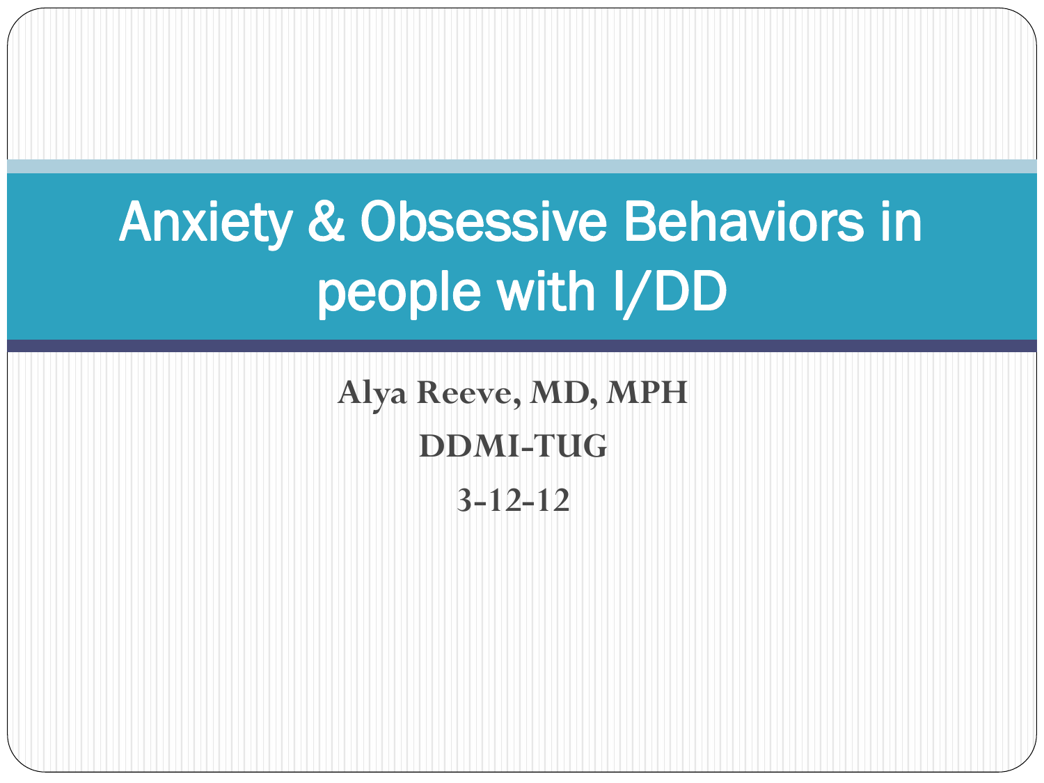# Anxiety & Obsessive Behaviors in people with I/DD

**Alya Reeve, MD, MPH**

**DDMI-TUG**

**3-12-12**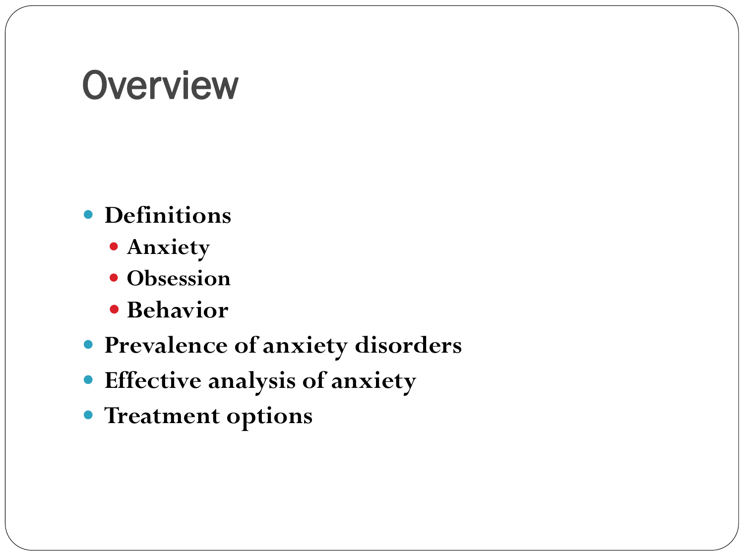# Overview

- **Definitions**
  - **Anxiety**
  - **Obsession**
  - **Behavior**
- **Prevalence of anxiety disorders**
- **Effective analysis of anxiety**
- **Treatment options**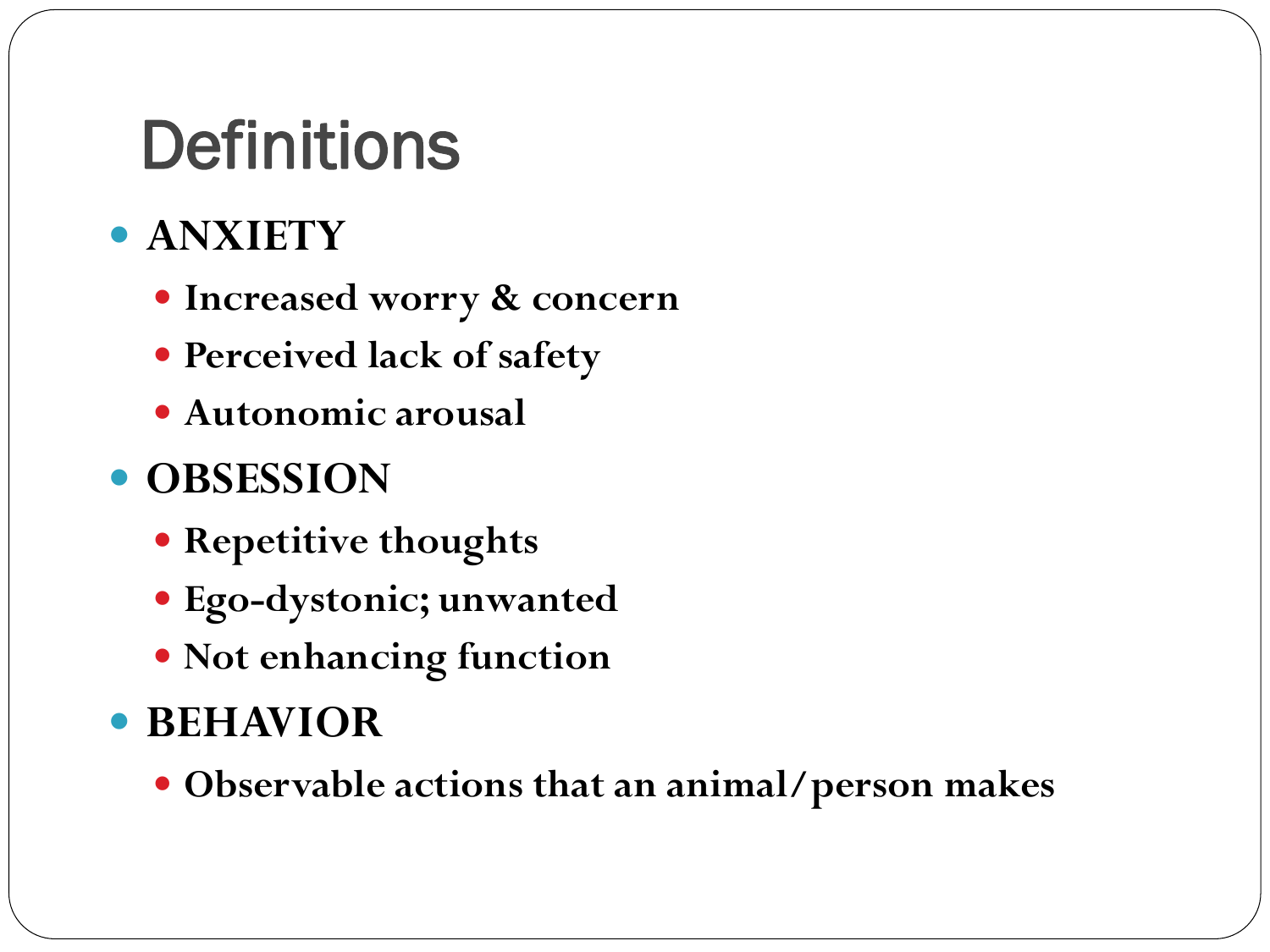# Definitions

- **ANXIETY**
  - **Increased worry & concern**
  - **Perceived lack of safety**
  - **Autonomic arousal**
- **OBSESSION**
  - **Repetitive thoughts**
  - **Ego-dystonic; unwanted**
  - **Not enhancing function**
- **BEHAVIOR**
  - **Observable actions that an animal/person makes**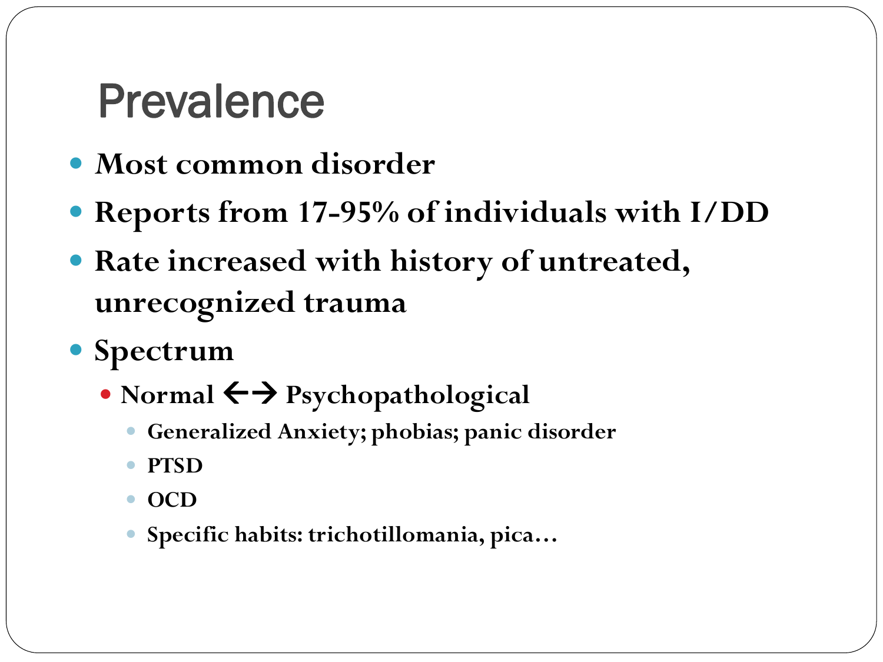# Prevalence

- **Most common disorder**
- **Reports from 17-95% of individuals with I/DD**
- **Rate increased with history of untreated, unrecognized trauma**
- **Spectrum**
  - **Normal ←→ Psychopathological**
    - **Generalized Anxiety; phobias; panic disorder**
    - **PTSD**
    - **OCD**
    - **Specific habits: trichotillomania, pica…**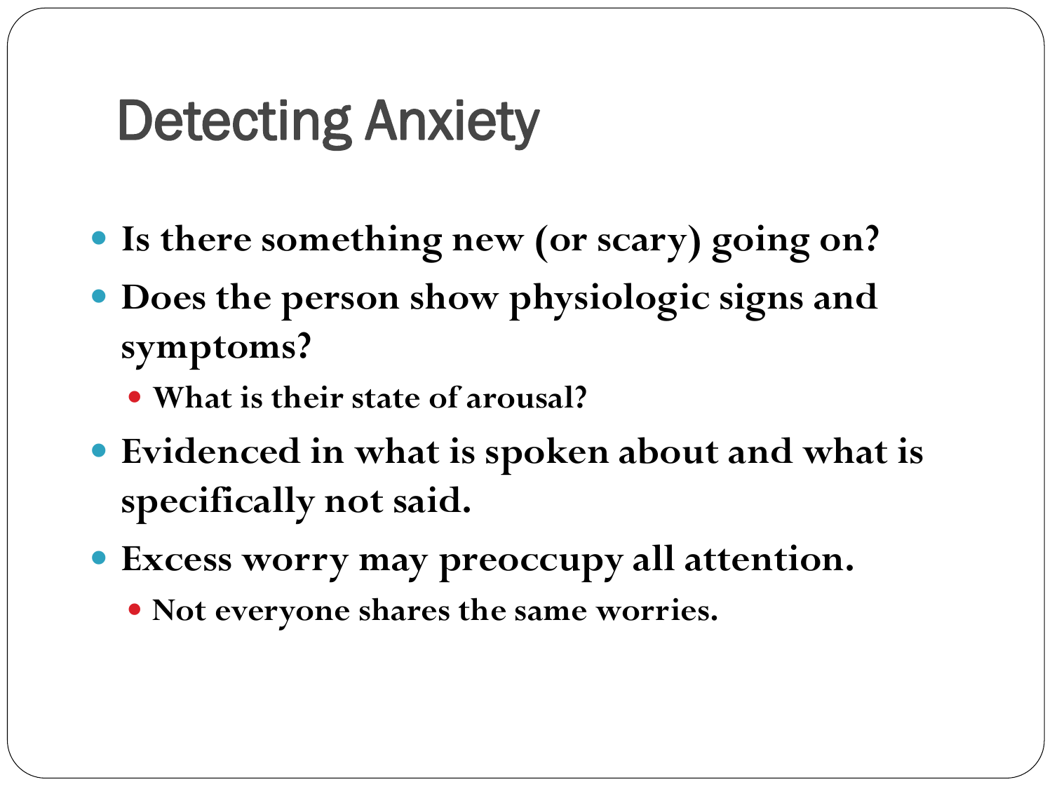# Detecting Anxiety

- **Is there something new (or scary) going on?**
- **Does the person show physiologic signs and symptoms?**
  - **What is their state of arousal?**
- **Evidenced in what is spoken about and what is specifically not said.**
- **Excess worry may preoccupy all attention.**
  - **Not everyone shares the same worries.**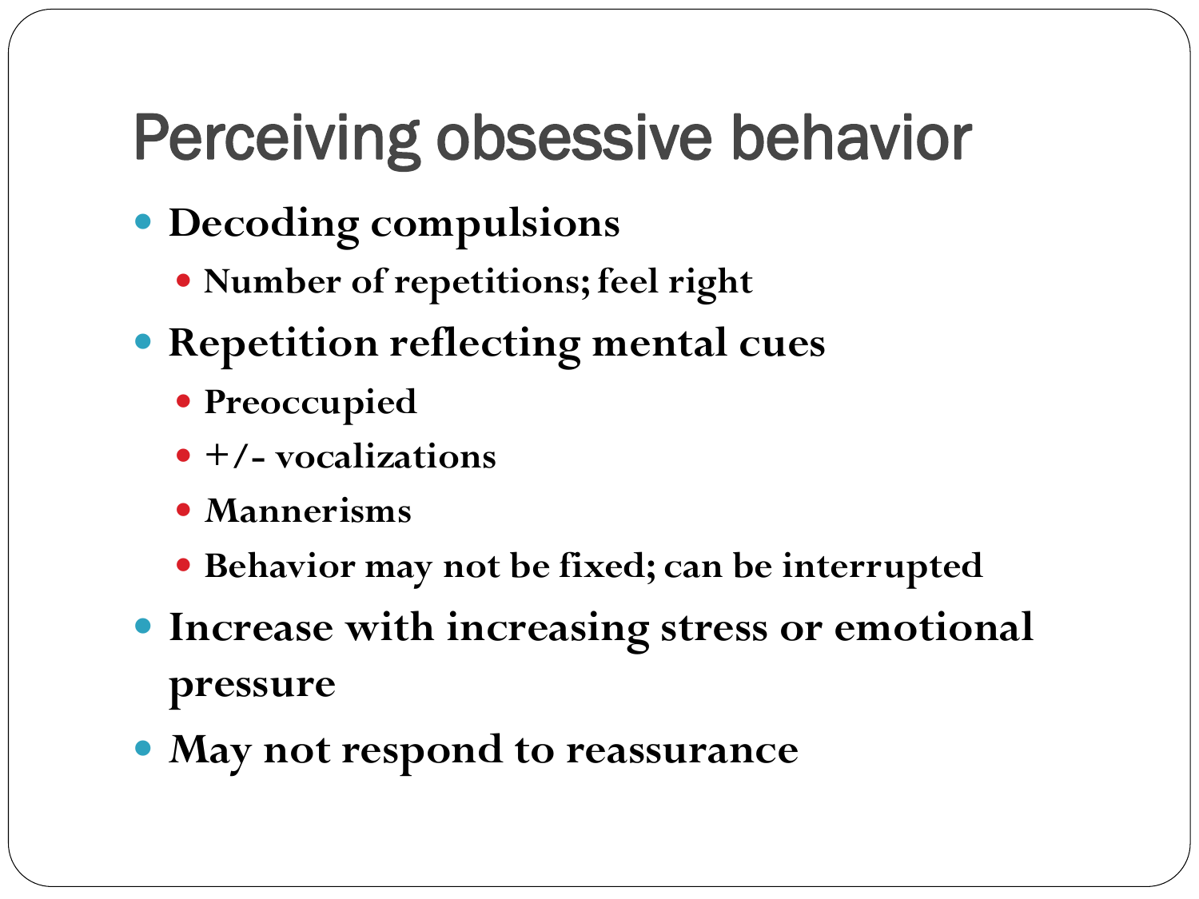# Perceiving obsessive behavior

- **Decoding compulsions**
  - **Number of repetitions; feel right**
- **Repetition reflecting mental cues**
  - **Preoccupied**
  - **+/- vocalizations**
  - **Mannerisms**
  - **Behavior may not be fixed; can be interrupted**
- **Increase with increasing stress or emotional pressure**
- **May not respond to reassurance**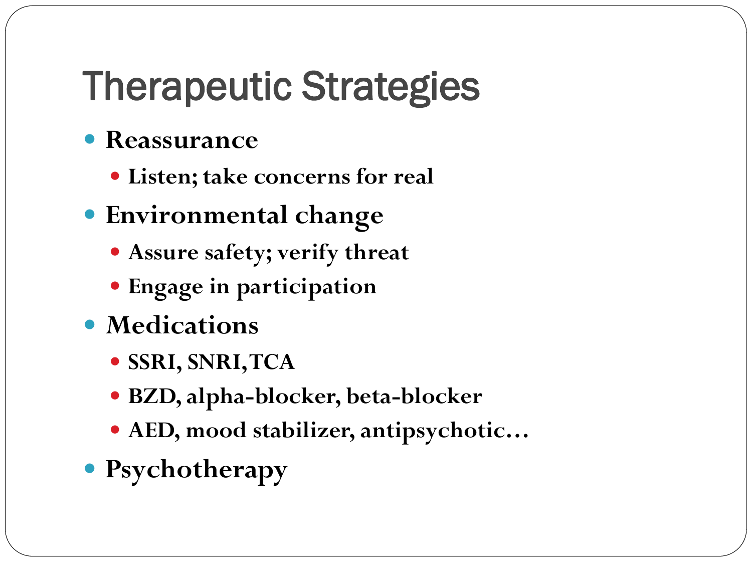# Therapeutic Strategies

- **Reassurance**
  - **Listen; take concerns for real**
- **Environmental change**
  - **Assure safety; verify threat**
  - **Engage in participation**
- **Medications**
  - **SSRI, SNRI, TCA**
  - **BZD, alpha-blocker, beta-blocker**
  - **AED, mood stabilizer, antipsychotic…**
- **Psychotherapy**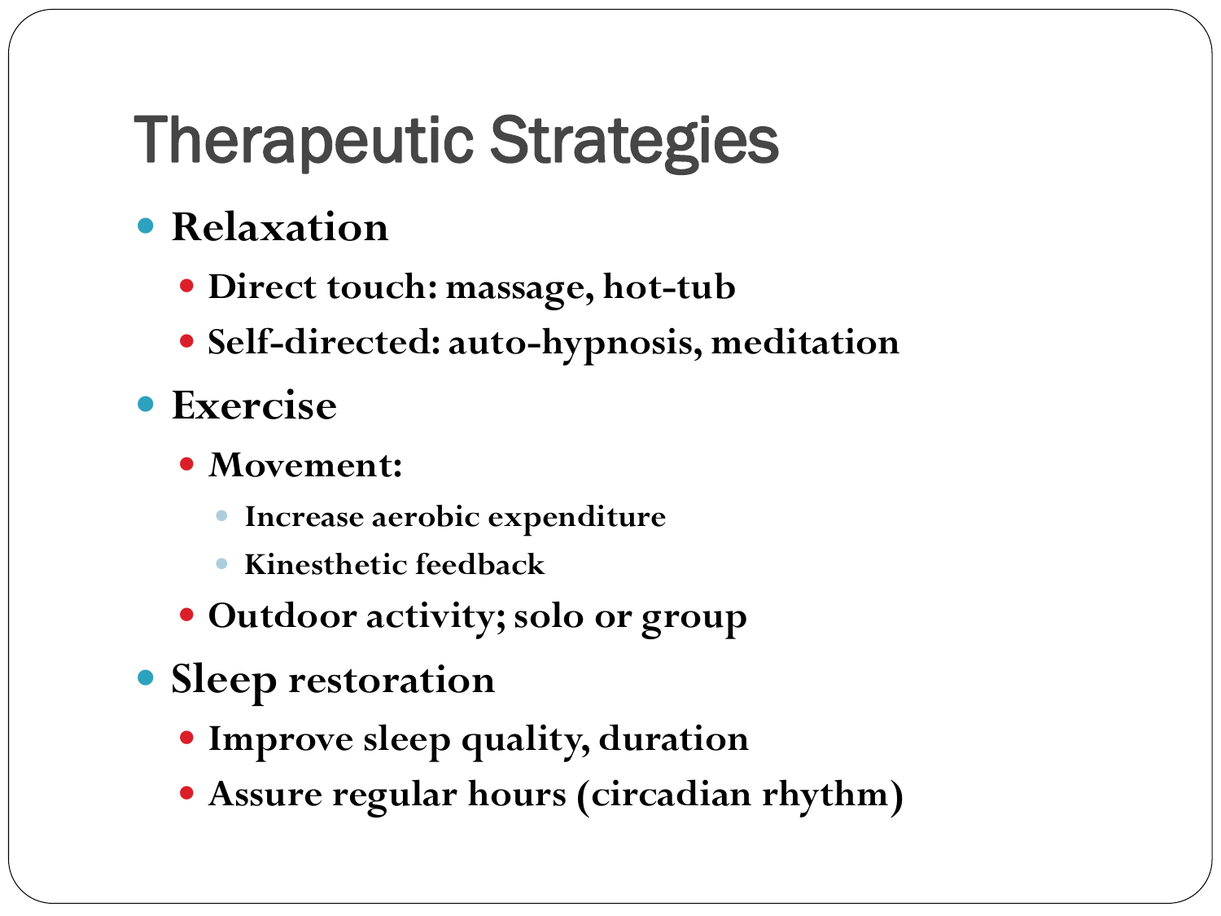# Therapeutic Strategies

- **Relaxation**
  - **Direct touch: massage, hot-tub**
  - **Self-directed: auto-hypnosis, meditation**
- **Exercise**
  - **Movement:**
    - **Increase aerobic expenditure**
    - **Kinesthetic feedback**
  - **Outdoor activity; solo or group**
- **Sleep restoration**
  - **Improve sleep quality, duration**
  - **Assure regular hours (circadian rhythm)**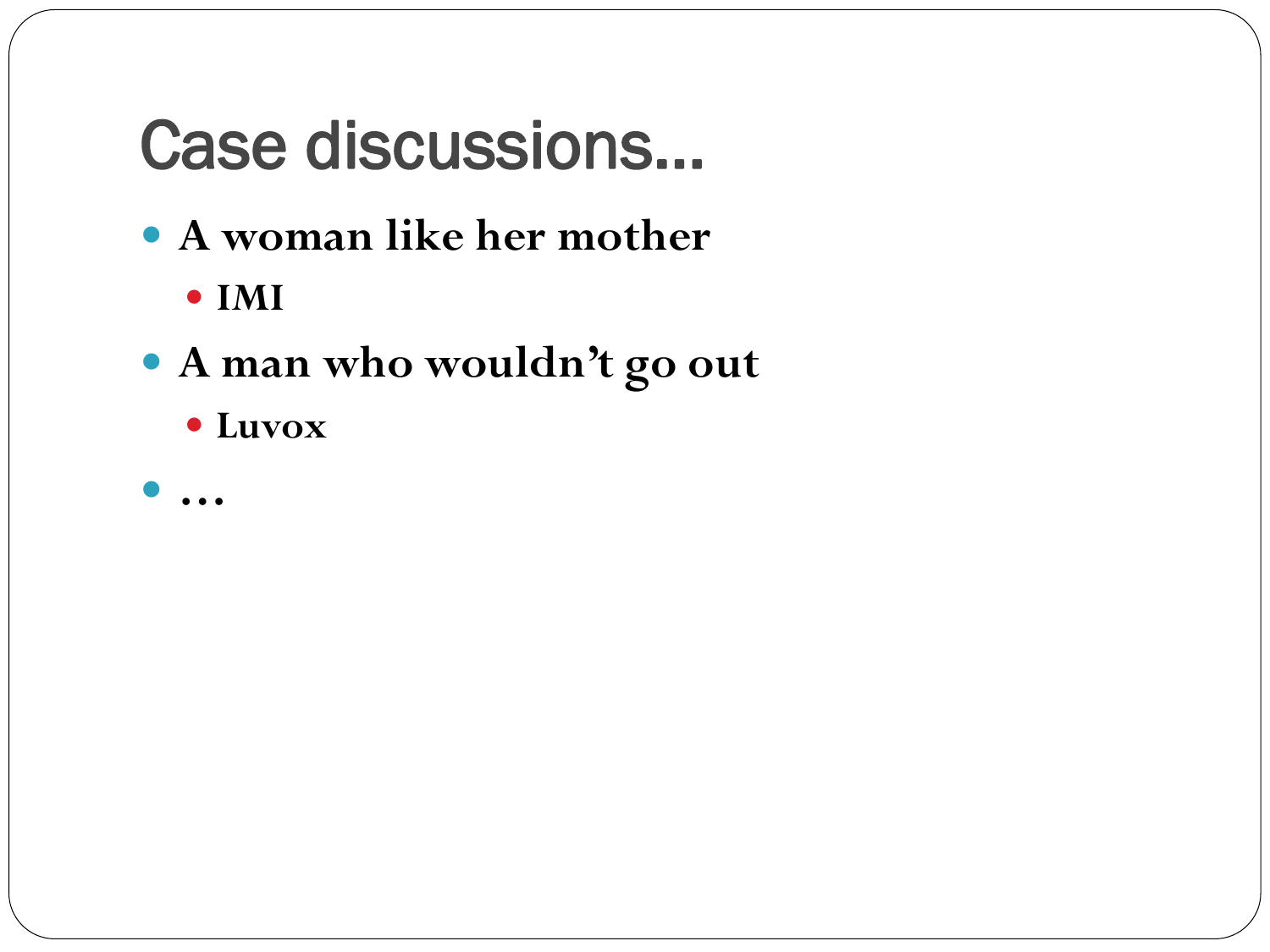# Case discussions…

- **A woman like her mother**
  - **IMI**
- **A man who wouldn’t go out**
  - **Luvox**
- **…**